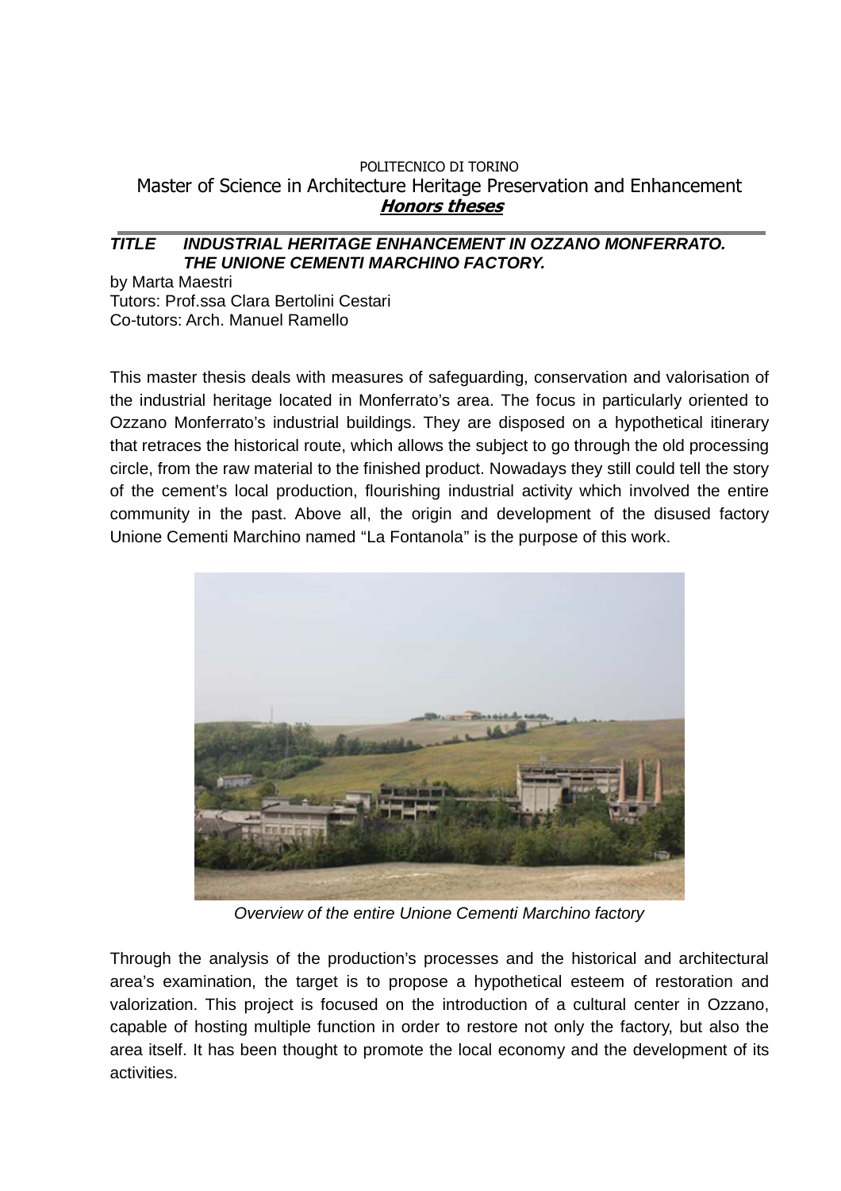POLITECNICO DI TORINO

Master of Science in Architecture Heritage Preservation and Enhancement

***Honors theses***

**TITLE INDUSTRIAL HERITAGE ENHANCEMENT IN OZZANO MONFERRATO. THE UNIONE CEMENTI MARCHINO FACTORY.**

by Marta Maestri
Tutors: Prof.ssa Clara Bertolini Cestari
Co-tutors: Arch. Manuel Ramello

This master thesis deals with measures of safeguarding, conservation and valorisation of the industrial heritage located in Monferrato's area. The focus in particularly oriented to Ozzano Monferrato's industrial buildings. They are disposed on a hypothetical itinerary that retraces the historical route, which allows the subject to go through the old processing circle, from the raw material to the finished product. Nowadays they still could tell the story of the cement's local production, flourishing industrial activity which involved the entire community in the past. Above all, the origin and development of the disused factory Unione Cementi Marchino named "La Fontanola" is the purpose of this work.

*Overview of the entire Unione Cementi Marchino factory*

Through the analysis of the production's processes and the historical and architectural area's examination, the target is to propose a hypothetical esteem of restoration and valorization. This project is focused on the introduction of a cultural center in Ozzano, capable of hosting multiple function in order to restore not only the factory, but also the area itself. It has been thought to promote the local economy and the development of its activities.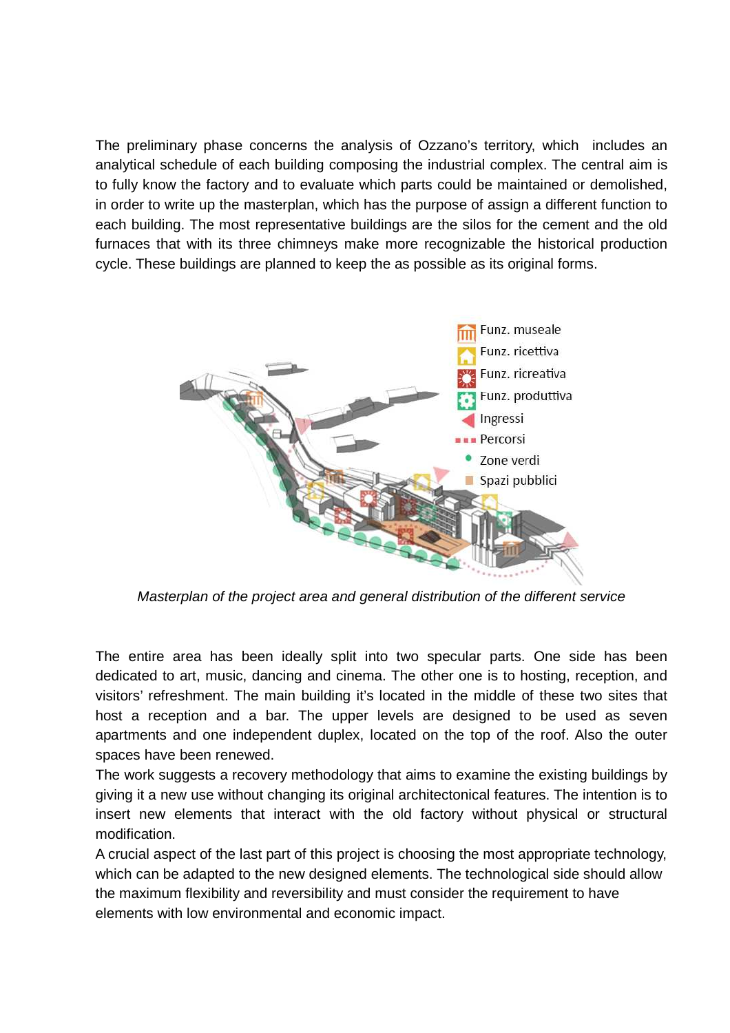The preliminary phase concerns the analysis of Ozzano's territory, which includes an analytical schedule of each building composing the industrial complex. The central aim is to fully know the factory and to evaluate which parts could be maintained or demolished, in order to write up the masterplan, which has the purpose of assign a different function to each building. The most representative buildings are the silos for the cement and the old furnaces that with its three chimneys make more recognizable the historical production cycle. These buildings are planned to keep the as possible as its original forms.

*Masterplan of the project area and general distribution of the different service*

The entire area has been ideally split into two specular parts. One side has been dedicated to art, music, dancing and cinema. The other one is to hosting, reception, and visitors' refreshment. The main building it's located in the middle of these two sites that host a reception and a bar. The upper levels are designed to be used as seven apartments and one independent duplex, located on the top of the roof. Also the outer spaces have been renewed.

The work suggests a recovery methodology that aims to examine the existing buildings by giving it a new use without changing its original architectonical features. The intention is to insert new elements that interact with the old factory without physical or structural modification.

A crucial aspect of the last part of this project is choosing the most appropriate technology, which can be adapted to the new designed elements. The technological side should allow the maximum flexibility and reversibility and must consider the requirement to have elements with low environmental and economic impact.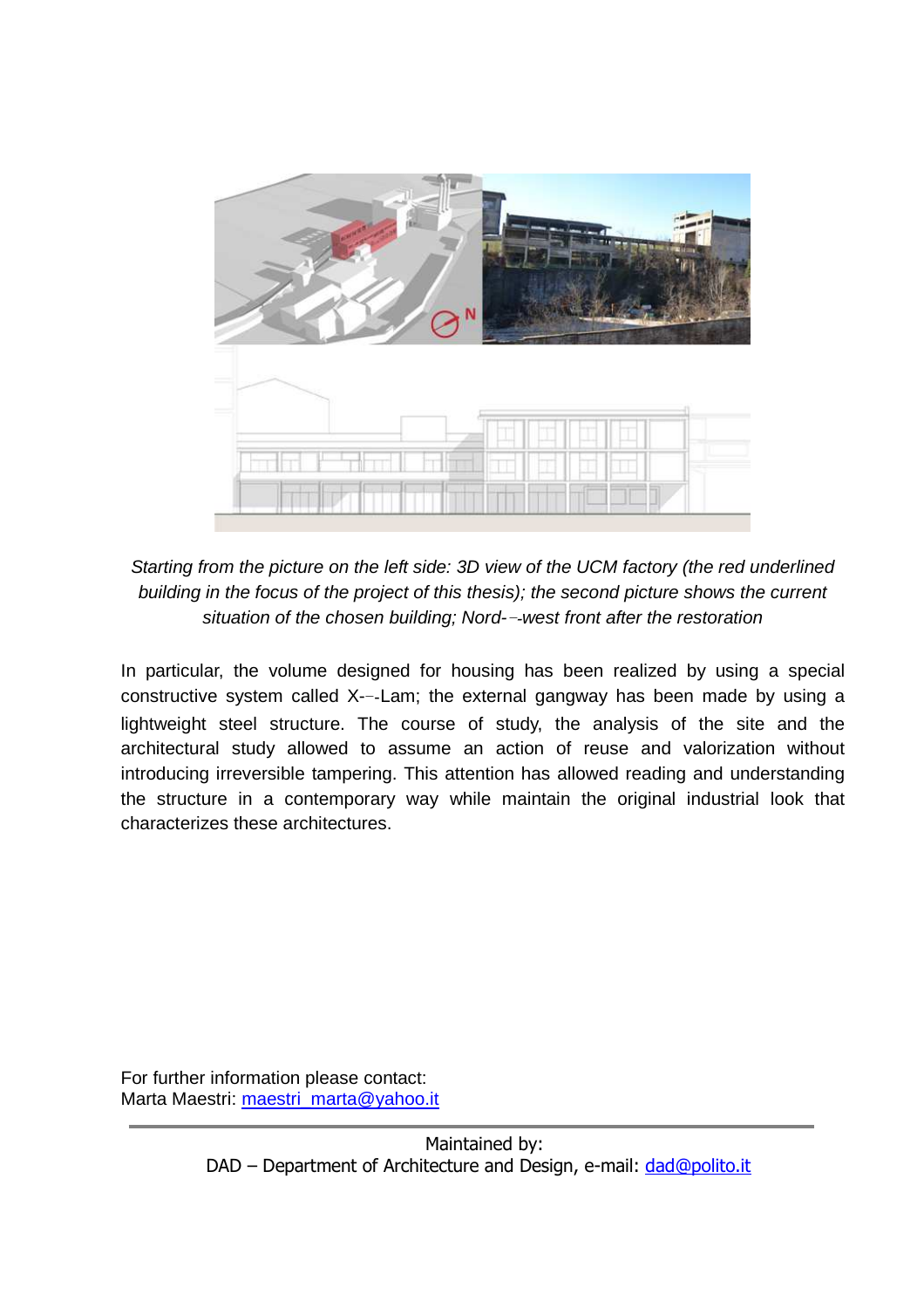*Starting from the picture on the left side: 3D view of the UCM factory (the red underlined building in the focus of the project of this thesis); the second picture shows the current situation of the chosen building; Nord-–-west front after the restoration*

In particular, the volume designed for housing has been realized by using a special constructive system called X-–-Lam; the external gangway has been made by using a lightweight steel structure. The course of study, the analysis of the site and the architectural study allowed to assume an action of reuse and valorization without introducing irreversible tampering. This attention has allowed reading and understanding the structure in a contemporary way while maintain the original industrial look that characterizes these architectures.

For further information please contact:
Marta Maestri: maestri_marta@yahoo.it

---

Maintained by:
DAD – Department of Architecture and Design, e-mail: dad@polito.it